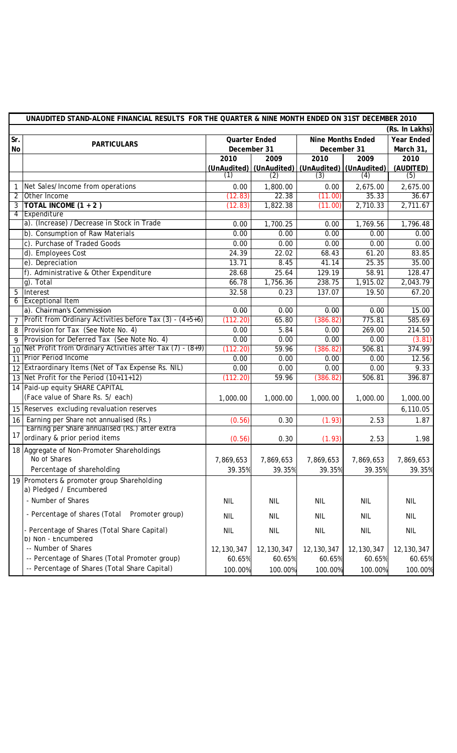| | UNAUDITED STAND-ALONE FINANCIAL RESULTS FOR THE QUARTER & NINE MONTH ENDED ON 31ST DECEMBER 2010 | | | | | |
|---|---|---|---|---|---|---|
| | | | | | | (Rs. In Lakhs) |
| Sr. No | PARTICULARS | Quarter Ended December 31 | | Nine Months Ended December 31 | | Year Ended March 31, |
| | | 2010 (UnAudited) | 2009 (UnAudited) | 2010 (UnAudited) | 2009 (UnAudited) | 2010 (AUDITED) |
| | | (1) | (2) | (3) | (4) | (5) |
| 1 | Net Sales/Income from operations | 0.00 | 1,800.00 | 0.00 | 2,675.00 | 2,675.00 |
| 2 | Other Income | (12.83) | 22.38 | (11.00) | 35.33 | 36.67 |
| 3 | **TOTAL INCOME (1 + 2 )** | (12.83) | 1,822.38 | (11.00) | 2,710.33 | 2,711.67 |
| 4 | Expenditure | | | | | |
| | a). (Increase) / Decrease in Stock in Trade | 0.00 | 1,700.25 | 0.00 | 1,769.56 | 1,796.48 |
| | b). Consumption of Raw Materials | 0.00 | 0.00 | 0.00 | 0.00 | 0.00 |
| | c). Purchase of Traded Goods | 0.00 | 0.00 | 0.00 | 0.00 | 0.00 |
| | d). Employees Cost | 24.39 | 22.02 | 68.43 | 61.20 | 83.85 |
| | e). Depreciation | 13.71 | 8.45 | 41.14 | 25.35 | 35.00 |
| | f). Administrative & Other Expenditure | 28.68 | 25.64 | 129.19 | 58.91 | 128.47 |
| | g). Total | 66.78 | 1,756.36 | 238.75 | 1,915.02 | 2,043.79 |
| 5 | Interest | 32.58 | 0.23 | 137.07 | 19.50 | 67.20 |
| 6 | Exceptional Item | | | | | |
| | a). Chairman's Commission | 0.00 | 0.00 | 0.00 | 0.00 | 15.00 |
| 7 | Profit from Ordinary Activities before Tax (3) - (4+5+6) | (112.20) | 65.80 | (386.82) | 775.81 | 585.69 |
| 8 | Provision for Tax (See Note No. 4) | 0.00 | 5.84 | 0.00 | 269.00 | 214.50 |
| 9 | Provision for Deferred Tax (See Note No. 4) | 0.00 | 0.00 | 0.00 | 0.00 | (3.81) |
| 10 | Net Profit from Ordinary Activities after Tax (7) - (8+9) | (112.20) | 59.96 | (386.82) | 506.81 | 374.99 |
| 11 | Prior Period Income | 0.00 | 0.00 | 0.00 | 0.00 | 12.56 |
| 12 | Extraordinary Items (Net of Tax Expense Rs. NIL) | 0.00 | 0.00 | 0.00 | 0.00 | 9.33 |
| 13 | Net Profit for the Period (10+11+12) | (112.20) | 59.96 | (386.82) | 506.81 | 396.87 |
| 14 | Paid-up equity SHARE CAPITAL (Face value of Share Rs. 5/ each) | 1,000.00 | 1,000.00 | 1,000.00 | 1,000.00 | 1,000.00 |
| 15 | Reserves excluding revaluation reserves | | | | | 6,110.05 |
| 16 | Earning per Share not annualised (Rs.) | (0.56) | 0.30 | (1.93) | 2.53 | 1.87 |
| 17 | Earning per Share annualised (Rs.) after extra ordinary & prior period items | (0.56) | 0.30 | (1.93) | 2.53 | 1.98 |
| 18 | Aggregate of Non-Promoter Shareholdings | | | | | |
| | No of Shares | 7,869,653 | 7,869,653 | 7,869,653 | 7,869,653 | 7,869,653 |
| | Percentage of shareholding | 39.35% | 39.35% | 39.35% | 39.35% | 39.35% |
| 19 | Promoters & promoter group Shareholding | | | | | |
| | a) Pledged / Encumbered | | | | | |
| | - Number of Shares | NIL | NIL | NIL | NIL | NIL |
| | - Percentage of shares (Total Promoter group) | NIL | NIL | NIL | NIL | NIL |
| | - Percentage of Shares (Total Share Capital) | NIL | NIL | NIL | NIL | NIL |
| | b) Non - Encumbered | | | | | |
| | -- Number of Shares | 12,130,347 | 12,130,347 | 12,130,347 | 12,130,347 | 12,130,347 |
| | -- Percentage of Shares (Total Promoter group) | 60.65% | 60.65% | 60.65% | 60.65% | 60.65% |
| | -- Percentage of Shares (Total Share Capital) | 100.00% | 100.00% | 100.00% | 100.00% | 100.00% |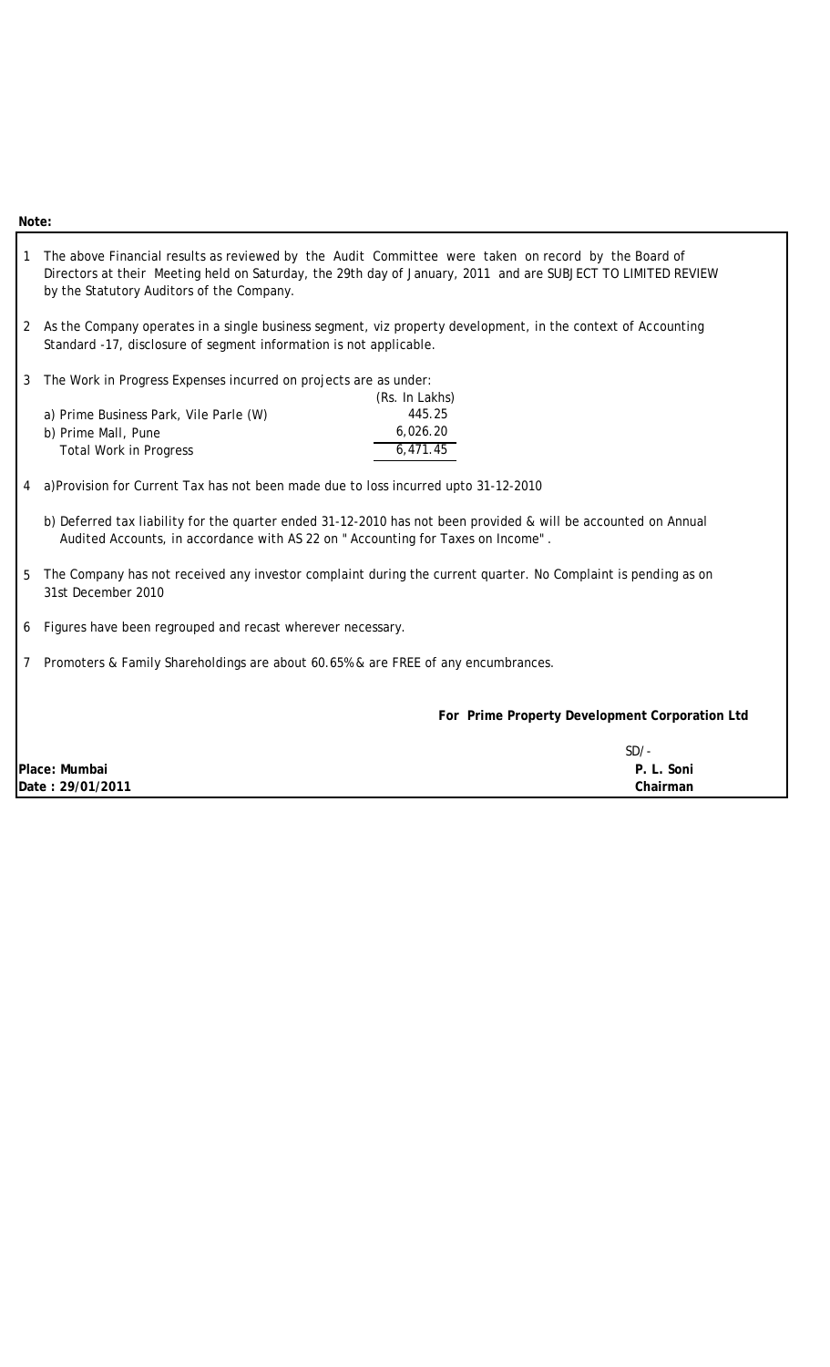**Note:**

1. The above Financial results as reviewed by the Audit Committee were taken on record by the Board of Directors at their Meeting held on Saturday, the 29th day of January, 2011 and are SUBJECT TO LIMITED REVIEW by the Statutory Auditors of the Company.

2. As the Company operates in a single business segment, viz property development, in the context of Accounting Standard -17, disclosure of segment information is not applicable.

3. The Work in Progress Expenses incurred on projects are as under:

| | (Rs. In Lakhs) |
|---|---|
| a) Prime Business Park, Vile Parle (W) | 445.25 |
| b) Prime Mall, Pune | 6,026.20 |
| Total Work in Progress | 6,471.45 |

4. a)Provision for Current Tax has not been made due to loss incurred upto 31-12-2010

   b) Deferred tax liability for the quarter ended 31-12-2010 has not been provided & will be accounted on Annual Audited Accounts, in accordance with AS 22 on " Accounting for Taxes on Income" .

5. The Company has not received any investor complaint during the current quarter. No Complaint is pending as on 31st December 2010

6. Figures have been regrouped and recast wherever necessary.

7. Promoters & Family Shareholdings are about 60.65% & are FREE of any encumbrances.

**For Prime Property Development Corporation Ltd**

SD/-

**Place: Mumbai** **P. L. Soni**

**Date : 29/01/2011** **Chairman**